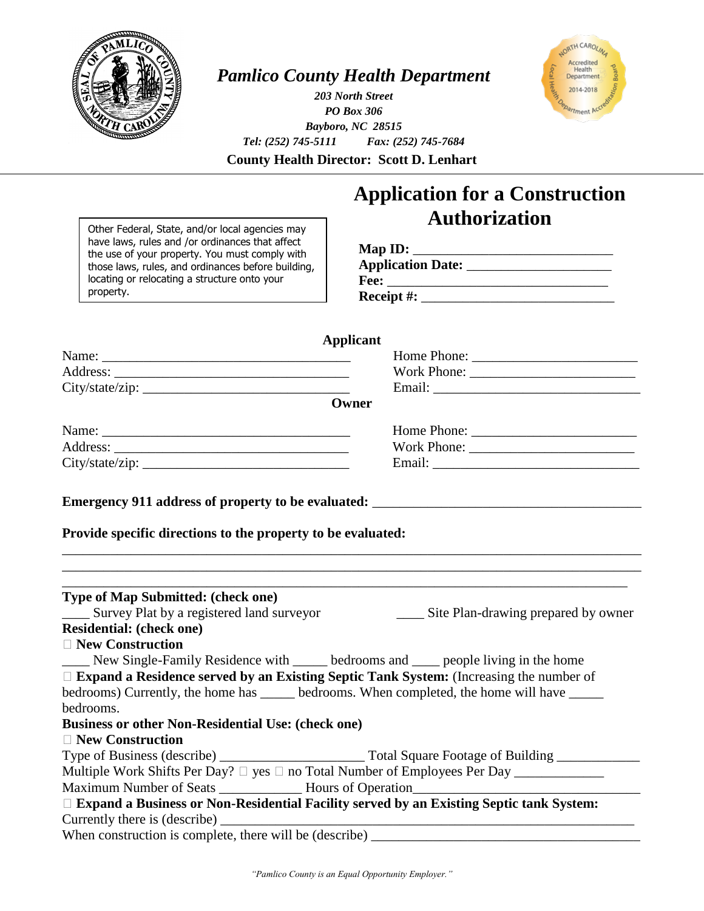# *Pamlico County Health Department*

*203 North Street*
*PO Box 306*
*Bayboro, NC 28515*
*Tel: (252) 745-5111* *Fax: (252) 745-7684*

**County Health Director: Scott D. Lenhart**

## Application for a Construction Authorization

Other Federal, State, and/or local agencies may have laws, rules and /or ordinances that affect the use of your property. You must comply with those laws, rules, and ordinances before building, locating or relocating a structure onto your property.

**Map ID:** ______________________________
**Application Date:** _____________________
**Fee:** _________________________________
**Receipt #:** ____________________________

**Applicant**

Name: _____________________________________ Home Phone: ________________________
Address: ___________________________________ Work Phone: ________________________
City/state/zip: ______________________________ Email: ______________________________

**Owner**

Name: _____________________________________ Home Phone: ________________________
Address: ___________________________________ Work Phone: ________________________
City/state/zip: ______________________________ Email: ______________________________

**Emergency 911 address of property to be evaluated:** ________________________________________

**Provide specific directions to the property to be evaluated:**

_______________________________________________________________________________________
_______________________________________________________________________________________
_______________________________________________________________________________________

**Type of Map Submitted: (check one)**

____ Survey Plat by a registered land surveyor ____ Site Plan-drawing prepared by owner

**Residential: (check one)**

☐ **New Construction**

____ New Single-Family Residence with _____ bedrooms and ____ people living in the home

☐ **Expand a Residence served by an Existing Septic Tank System:** (Increasing the number of bedrooms) Currently, the home has _____ bedrooms. When completed, the home will have _____ bedrooms.

**Business or other Non-Residential Use: (check one)**

☐ **New Construction**

Type of Business (describe) _____________________ Total Square Footage of Building ____________

Multiple Work Shifts Per Day? ☐ yes ☐ no Total Number of Employees Per Day _____________

Maximum Number of Seats ___________ Hours of Operation________________________________

☐ **Expand a Business or Non-Residential Facility served by an Existing Septic tank System:**

Currently there is (describe) ______________________________________________________________

When construction is complete, there will be (describe) _______________________________________

*"Pamlico County is an Equal Opportunity Employer."*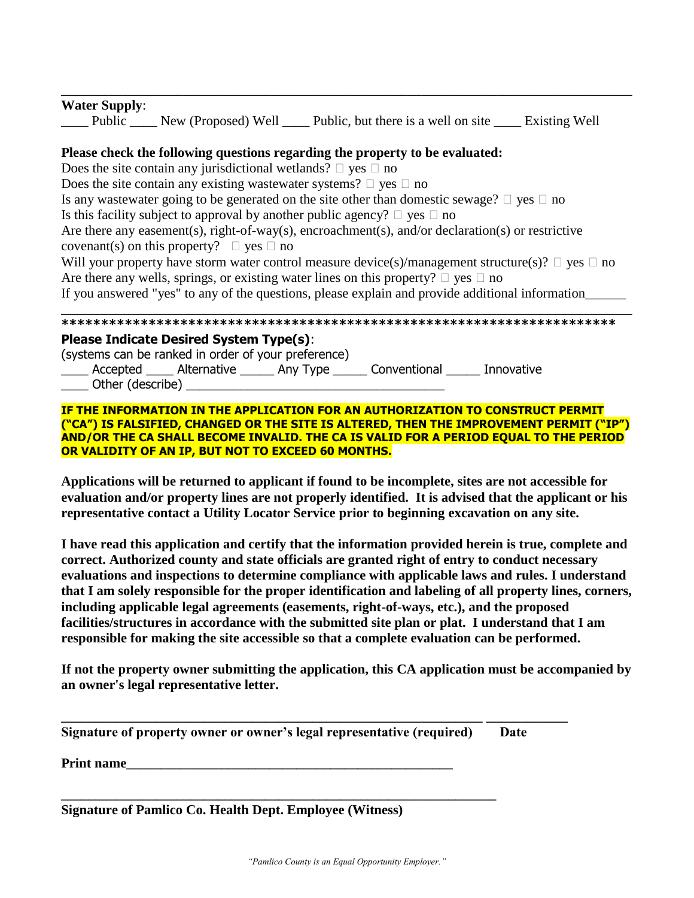---

**Water Supply**:
____ Public ____ New (Proposed) Well ____ Public, but there is a well on site ____ Existing Well

**Please check the following questions regarding the property to be evaluated:**

Does the site contain any jurisdictional wetlands? ☐ yes ☐ no
Does the site contain any existing wastewater systems? ☐ yes ☐ no
Is any wastewater going to be generated on the site other than domestic sewage? ☐ yes ☐ no
Is this facility subject to approval by another public agency? ☐ yes ☐ no
Are there any easement(s), right-of-way(s), encroachment(s), and/or declaration(s) or restrictive covenant(s) on this property? ☐ yes ☐ no
Will your property have storm water control measure device(s)/management structure(s)? ☐ yes ☐ no
Are there any wells, springs, or existing water lines on this property? ☐ yes ☐ no
If you answered "yes" to any of the questions, please explain and provide additional information______

---

*****************************************************************************

**Please Indicate Desired System Type(s)**:
(systems can be ranked in order of your preference)
____ Accepted ____ Alternative _____ Any Type _____ Conventional _____ Innovative
____ Other (describe) ________________________________________

**IF THE INFORMATION IN THE APPLICATION FOR AN AUTHORIZATION TO CONSTRUCT PERMIT ("CA") IS FALSIFIED, CHANGED OR THE SITE IS ALTERED, THEN THE IMPROVEMENT PERMIT ("IP") AND/OR THE CA SHALL BECOME INVALID. THE CA IS VALID FOR A PERIOD EQUAL TO THE PERIOD OR VALIDITY OF AN IP, BUT NOT TO EXCEED 60 MONTHS.**

**Applications will be returned to applicant if found to be incomplete, sites are not accessible for evaluation and/or property lines are not properly identified. It is advised that the applicant or his representative contact a Utility Locator Service prior to beginning excavation on any site.**

**I have read this application and certify that the information provided herein is true, complete and correct. Authorized county and state officials are granted right of entry to conduct necessary evaluations and inspections to determine compliance with applicable laws and rules. I understand that I am solely responsible for the proper identification and labeling of all property lines, corners, including applicable legal agreements (easements, right-of-ways, etc.), and the proposed facilities/structures in accordance with the submitted site plan or plat. I understand that I am responsible for making the site accessible so that a complete evaluation can be performed.**

**If not the property owner submitting the application, this CA application must be accompanied by an owner's legal representative letter.**

______________________________________________________________ ____________
**Signature of property owner or owner's legal representative (required)    Date**

**Print name**_______________________________________________

______________________________________________________________
**Signature of Pamlico Co. Health Dept. Employee (Witness)**

*"Pamlico County is an Equal Opportunity Employer."*